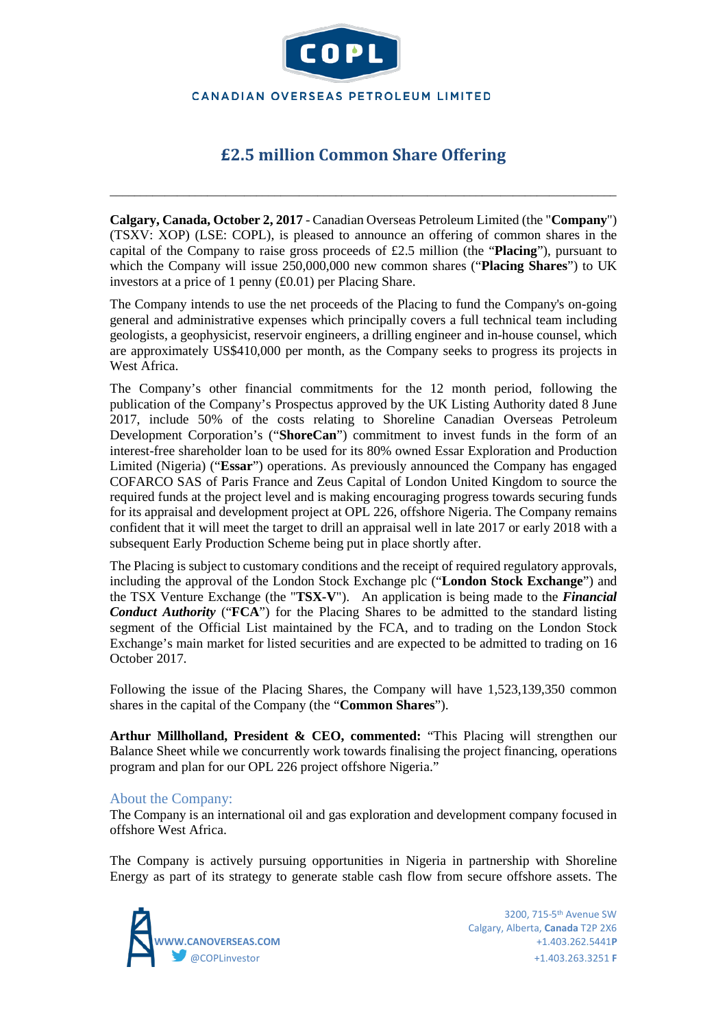CANADIAN OVERSEAS PETROLEUM LIMITED

# £2.5 million Common Share Offering

---

**Calgary, Canada, October 2, 2017** - Canadian Overseas Petroleum Limited (the "**Company**") (TSXV: XOP) (LSE: COPL), is pleased to announce an offering of common shares in the capital of the Company to raise gross proceeds of £2.5 million (the "**Placing**"), pursuant to which the Company will issue 250,000,000 new common shares ("**Placing Shares**") to UK investors at a price of 1 penny (£0.01) per Placing Share.

The Company intends to use the net proceeds of the Placing to fund the Company's on-going general and administrative expenses which principally covers a full technical team including geologists, a geophysicist, reservoir engineers, a drilling engineer and in-house counsel, which are approximately US$410,000 per month, as the Company seeks to progress its projects in West Africa.

The Company's other financial commitments for the 12 month period, following the publication of the Company's Prospectus approved by the UK Listing Authority dated 8 June 2017, include 50% of the costs relating to Shoreline Canadian Overseas Petroleum Development Corporation's ("**ShoreCan**") commitment to invest funds in the form of an interest-free shareholder loan to be used for its 80% owned Essar Exploration and Production Limited (Nigeria) ("**Essar**") operations. As previously announced the Company has engaged COFARCO SAS of Paris France and Zeus Capital of London United Kingdom to source the required funds at the project level and is making encouraging progress towards securing funds for its appraisal and development project at OPL 226, offshore Nigeria. The Company remains confident that it will meet the target to drill an appraisal well in late 2017 or early 2018 with a subsequent Early Production Scheme being put in place shortly after.

The Placing is subject to customary conditions and the receipt of required regulatory approvals, including the approval of the London Stock Exchange plc ("**London Stock Exchange**") and the TSX Venture Exchange (the "**TSX-V**"). An application is being made to the ***Financial Conduct Authority*** ("**FCA**") for the Placing Shares to be admitted to the standard listing segment of the Official List maintained by the FCA, and to trading on the London Stock Exchange's main market for listed securities and are expected to be admitted to trading on 16 October 2017.

Following the issue of the Placing Shares, the Company will have 1,523,139,350 common shares in the capital of the Company (the "**Common Shares**").

**Arthur Millholland, President & CEO, commented:** "This Placing will strengthen our Balance Sheet while we concurrently work towards finalising the project financing, operations program and plan for our OPL 226 project offshore Nigeria."

## About the Company:

The Company is an international oil and gas exploration and development company focused in offshore West Africa.

The Company is actively pursuing opportunities in Nigeria in partnership with Shoreline Energy as part of its strategy to generate stable cash flow from secure offshore assets. The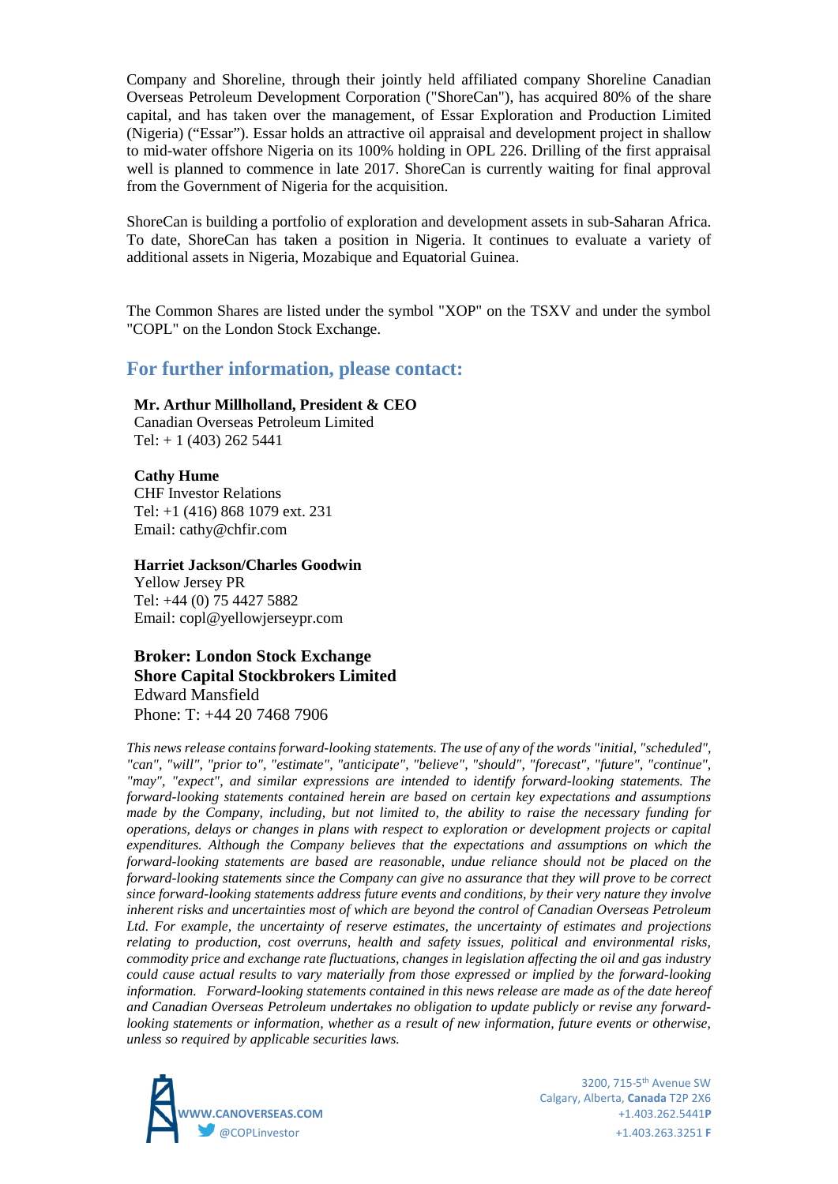Company and Shoreline, through their jointly held affiliated company Shoreline Canadian Overseas Petroleum Development Corporation ("ShoreCan"), has acquired 80% of the share capital, and has taken over the management, of Essar Exploration and Production Limited (Nigeria) ("Essar"). Essar holds an attractive oil appraisal and development project in shallow to mid-water offshore Nigeria on its 100% holding in OPL 226. Drilling of the first appraisal well is planned to commence in late 2017. ShoreCan is currently waiting for final approval from the Government of Nigeria for the acquisition.

ShoreCan is building a portfolio of exploration and development assets in sub-Saharan Africa. To date, ShoreCan has taken a position in Nigeria. It continues to evaluate a variety of additional assets in Nigeria, Mozabique and Equatorial Guinea.

The Common Shares are listed under the symbol "XOP" on the TSXV and under the symbol "COPL" on the London Stock Exchange.

## For further information, please contact:

**Mr. Arthur Millholland, President & CEO**
Canadian Overseas Petroleum Limited
Tel: + 1 (403) 262 5441

**Cathy Hume**
CHF Investor Relations
Tel: +1 (416) 868 1079 ext. 231
Email: cathy@chfir.com

**Harriet Jackson/Charles Goodwin**
Yellow Jersey PR
Tel: +44 (0) 75 4427 5882
Email: copl@yellowjerseypr.com

**Broker: London Stock Exchange**
**Shore Capital Stockbrokers Limited**
Edward Mansfield
Phone: T: +44 20 7468 7906

*This news release contains forward-looking statements. The use of any of the words "initial, "scheduled", "can", "will", "prior to", "estimate", "anticipate", "believe", "should", "forecast", "future", "continue", "may", "expect", and similar expressions are intended to identify forward-looking statements. The forward-looking statements contained herein are based on certain key expectations and assumptions made by the Company, including, but not limited to, the ability to raise the necessary funding for operations, delays or changes in plans with respect to exploration or development projects or capital expenditures. Although the Company believes that the expectations and assumptions on which the forward-looking statements are based are reasonable, undue reliance should not be placed on the forward-looking statements since the Company can give no assurance that they will prove to be correct since forward-looking statements address future events and conditions, by their very nature they involve inherent risks and uncertainties most of which are beyond the control of Canadian Overseas Petroleum Ltd. For example, the uncertainty of reserve estimates, the uncertainty of estimates and projections relating to production, cost overruns, health and safety issues, political and environmental risks, commodity price and exchange rate fluctuations, changes in legislation affecting the oil and gas industry could cause actual results to vary materially from those expressed or implied by the forward-looking information. Forward-looking statements contained in this news release are made as of the date hereof and Canadian Overseas Petroleum undertakes no obligation to update publicly or revise any forward-looking statements or information, whether as a result of new information, future events or otherwise, unless so required by applicable securities laws.*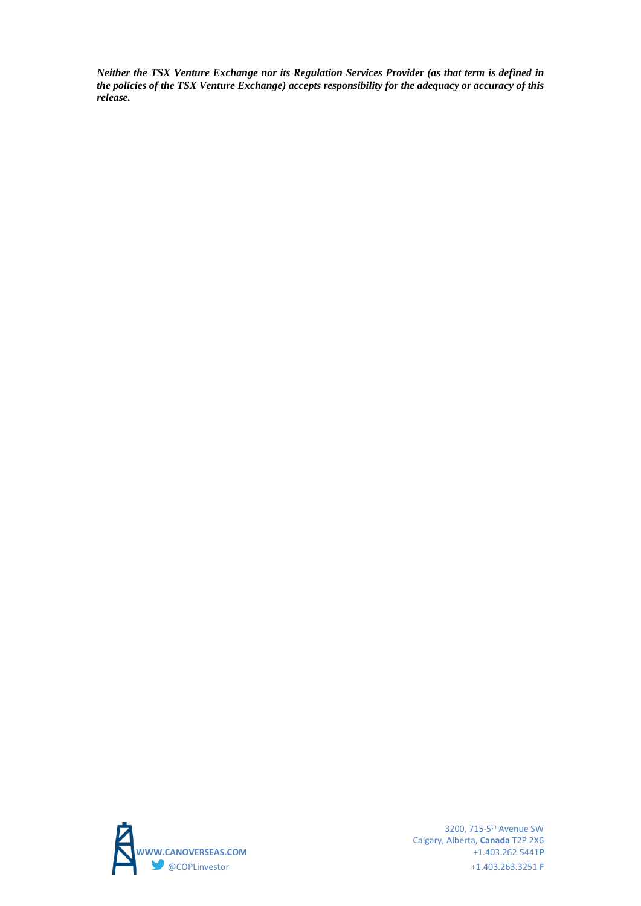***Neither the TSX Venture Exchange nor its Regulation Services Provider (as that term is defined in the policies of the TSX Venture Exchange) accepts responsibility for the adequacy or accuracy of this release.***